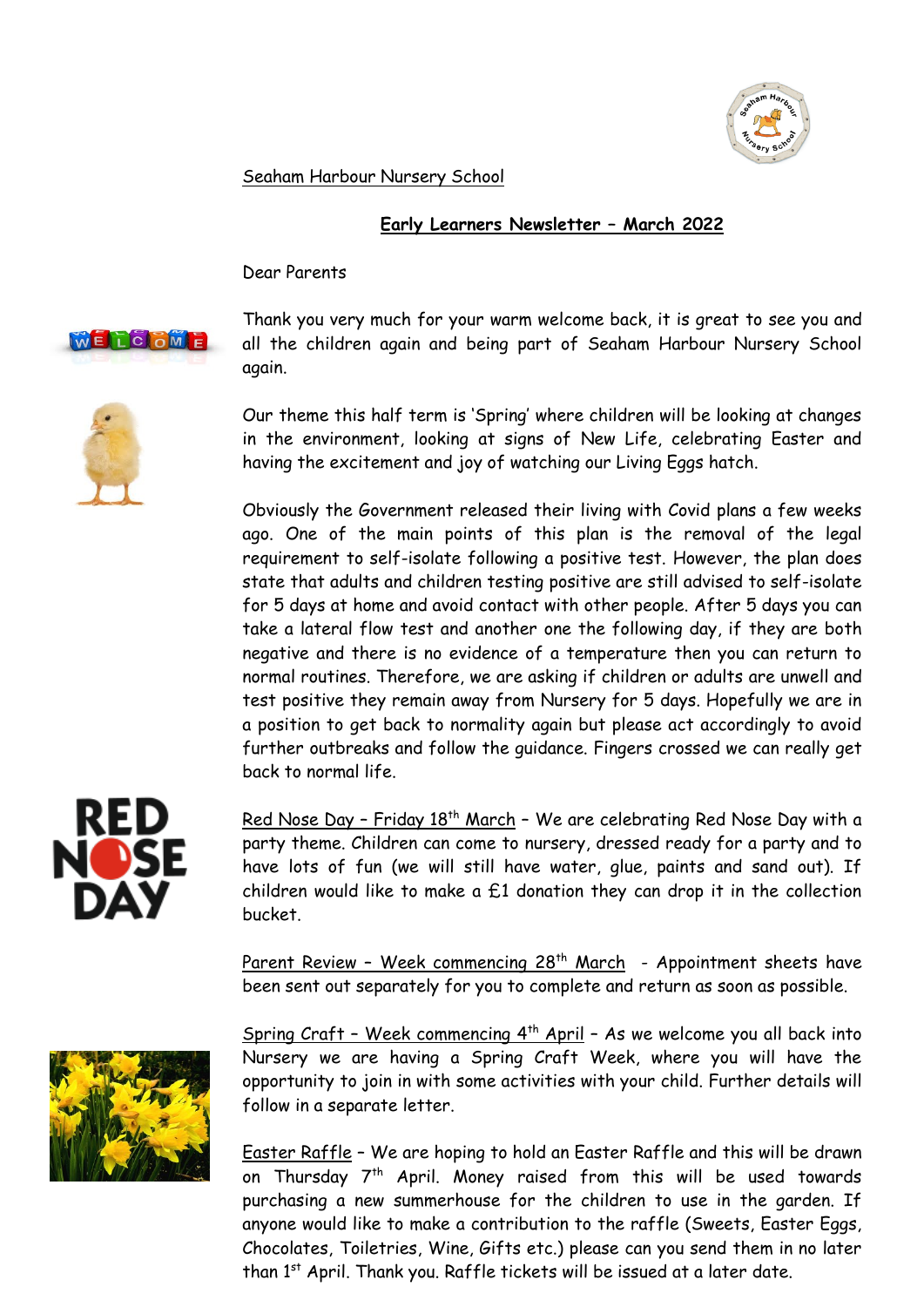Seaham Harbour Nursery School

## Early Learners Newsletter – March 2022

Dear Parents

Thank you very much for your warm welcome back, it is great to see you and all the children again and being part of Seaham Harbour Nursery School again.

Our theme this half term is 'Spring' where children will be looking at changes in the environment, looking at signs of New Life, celebrating Easter and having the excitement and joy of watching our Living Eggs hatch.

Obviously the Government released their living with Covid plans a few weeks ago. One of the main points of this plan is the removal of the legal requirement to self-isolate following a positive test. However, the plan does state that adults and children testing positive are still advised to self-isolate for 5 days at home and avoid contact with other people. After 5 days you can take a lateral flow test and another one the following day, if they are both negative and there is no evidence of a temperature then you can return to normal routines. Therefore, we are asking if children or adults are unwell and test positive they remain away from Nursery for 5 days. Hopefully we are in a position to get back to normality again but please act accordingly to avoid further outbreaks and follow the guidance. Fingers crossed we can really get back to normal life.

Red Nose Day – Friday 18th March – We are celebrating Red Nose Day with a party theme. Children can come to nursery, dressed ready for a party and to have lots of fun (we will still have water, glue, paints and sand out). If children would like to make a £1 donation they can drop it in the collection bucket.

Parent Review – Week commencing 28th March - Appointment sheets have been sent out separately for you to complete and return as soon as possible.

Spring Craft – Week commencing 4th April – As we welcome you all back into Nursery we are having a Spring Craft Week, where you will have the opportunity to join in with some activities with your child. Further details will follow in a separate letter.

Easter Raffle – We are hoping to hold an Easter Raffle and this will be drawn on Thursday 7th April. Money raised from this will be used towards purchasing a new summerhouse for the children to use in the garden. If anyone would like to make a contribution to the raffle (Sweets, Easter Eggs, Chocolates, Toiletries, Wine, Gifts etc.) please can you send them in no later than 1st April. Thank you. Raffle tickets will be issued at a later date.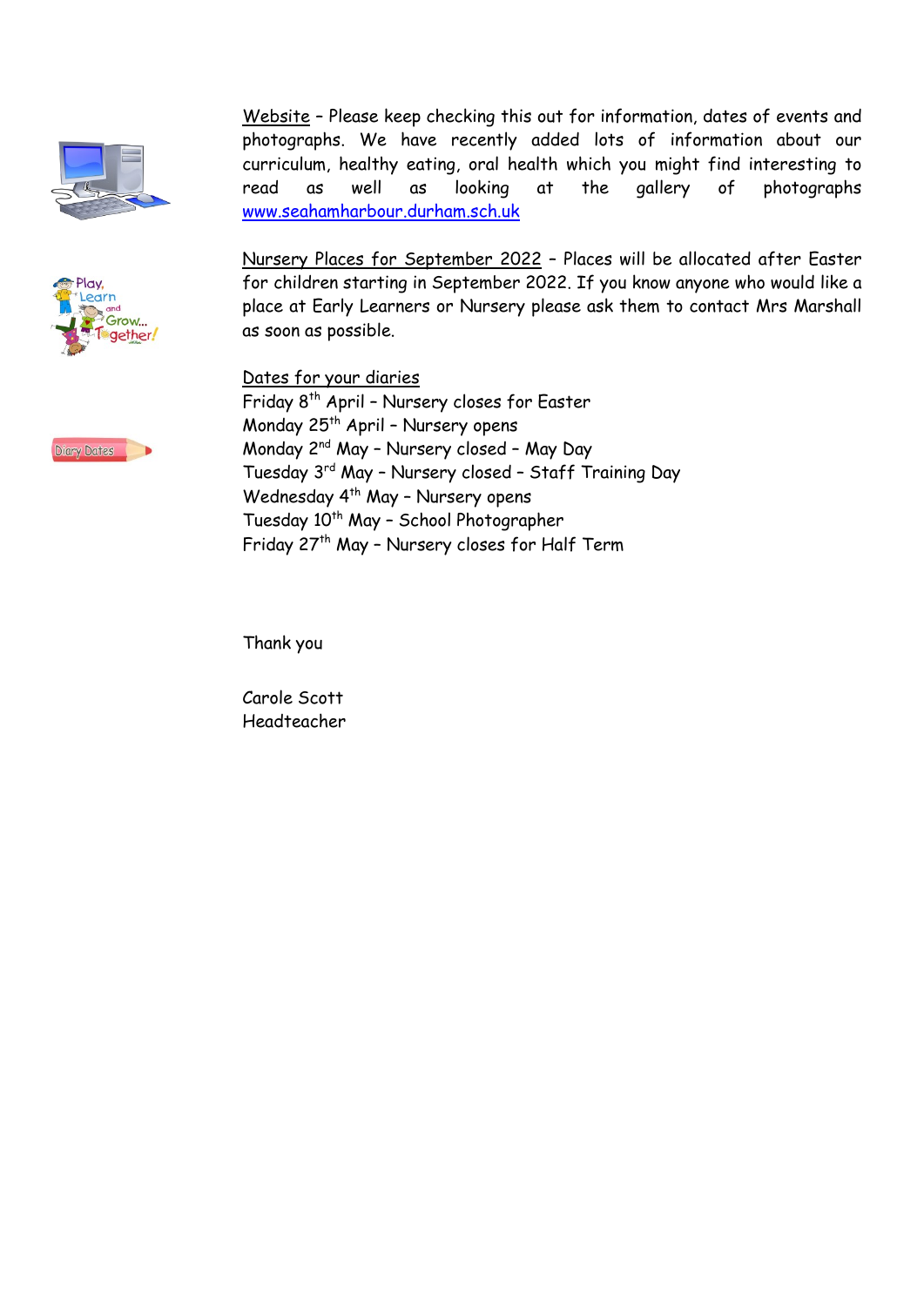Website – Please keep checking this out for information, dates of events and photographs. We have recently added lots of information about our curriculum, healthy eating, oral health which you might find interesting to read as well as looking at the gallery of photographs www.seahamharbour.durham.sch.uk

Nursery Places for September 2022 – Places will be allocated after Easter for children starting in September 2022. If you know anyone who would like a place at Early Learners or Nursery please ask them to contact Mrs Marshall as soon as possible.

Dates for your diaries

Friday 8th April – Nursery closes for Easter
Monday 25th April – Nursery opens
Monday 2nd May – Nursery closed – May Day
Tuesday 3rd May – Nursery closed – Staff Training Day
Wednesday 4th May – Nursery opens
Tuesday 10th May – School Photographer
Friday 27th May – Nursery closes for Half Term

Thank you

Carole Scott
Headteacher